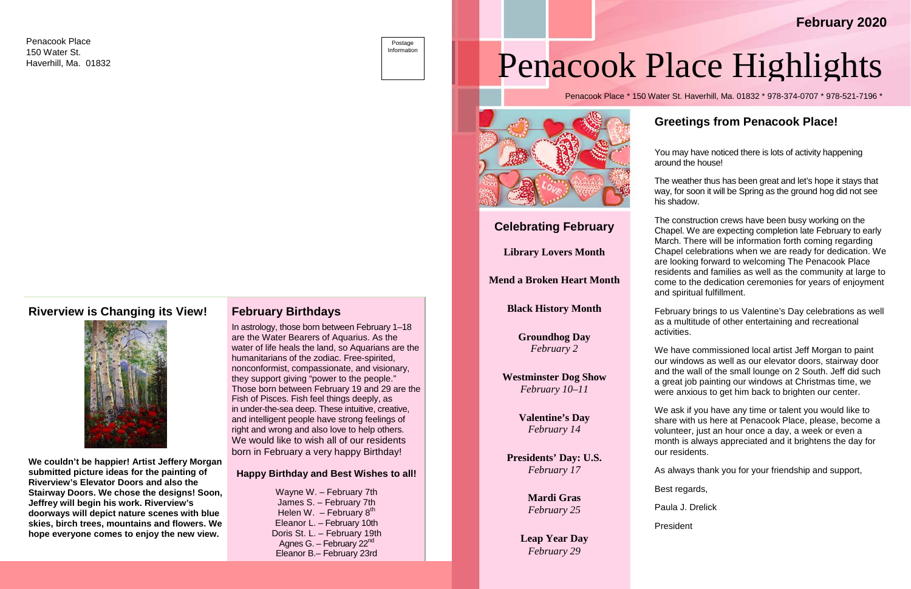Penacook Place
150 Water St.
Haverhill, Ma. 01832

Postage Information

## Riverview is Changing its View!

**We couldn't be happier! Artist Jeffery Morgan submitted picture ideas for the painting of Riverview's Elevator Doors and also the Stairway Doors. We chose the designs! Soon, Jeffrey will begin his work. Riverview's doorways will depict nature scenes with blue skies, birch trees, mountains and flowers. We hope everyone comes to enjoy the new view.**

## February Birthdays

In astrology, those born between February 1–18 are the Water Bearers of Aquarius. As the water of life heals the land, so Aquarians are the humanitarians of the zodiac. Free-spirited, nonconformist, compassionate, and visionary, they support giving "power to the people." Those born between February 19 and 29 are the Fish of Pisces. Fish feel things deeply, as in under-the-sea deep. These intuitive, creative, and intelligent people have strong feelings of right and wrong and also love to help others. We would like to wish all of our residents born in February a very happy Birthday!

### Happy Birthday and Best Wishes to all!

Wayne W. – February 7th
James S. – February 7th
Helen W. – February 8th
Eleanor L. – February 10th
Doris St. L. – February 19th
Agnes G. – February 22nd
Eleanor B.– February 23rd

February 2020

# Penacook Place Highlights

Penacook Place * 150 Water St. Haverhill, Ma. 01832 * 978-374-0707 * 978-521-7196 *

## Celebrating February

**Library Lovers Month**

**Mend a Broken Heart Month**

**Black History Month**

**Groundhog Day**
*February 2*

**Westminster Dog Show**
*February 10–11*

**Valentine's Day**
*February 14*

**Presidents' Day: U.S.**
*February 17*

**Mardi Gras**
*February 25*

**Leap Year Day**
*February 29*

## Greetings from Penacook Place!

You may have noticed there is lots of activity happening around the house!

The weather thus has been great and let's hope it stays that way, for soon it will be Spring as the ground hog did not see his shadow.

The construction crews have been busy working on the Chapel. We are expecting completion late February to early March. There will be information forth coming regarding Chapel celebrations when we are ready for dedication. We are looking forward to welcoming The Penacook Place residents and families as well as the community at large to come to the dedication ceremonies for years of enjoyment and spiritual fulfillment.

February brings to us Valentine's Day celebrations as well as a multitude of other entertaining and recreational activities.

We have commissioned local artist Jeff Morgan to paint our windows as well as our elevator doors, stairway door and the wall of the small lounge on 2 South. Jeff did such a great job painting our windows at Christmas time, we were anxious to get him back to brighten our center.

We ask if you have any time or talent you would like to share with us here at Penacook Place, please, become a volunteer, just an hour once a day, a week or even a month is always appreciated and it brightens the day for our residents.

As always thank you for your friendship and support,

Best regards,

Paula J. Drelick

President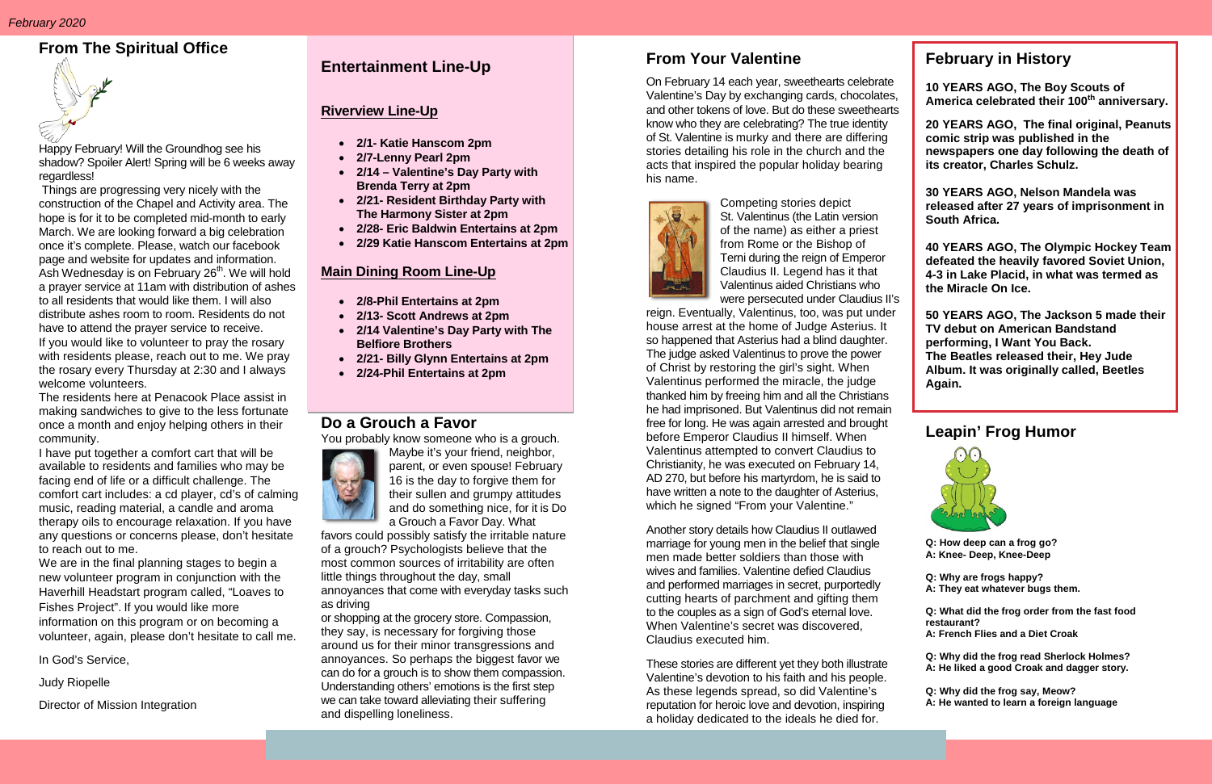## From The Spiritual Office

Happy February! Will the Groundhog see his shadow? Spoiler Alert! Spring will be 6 weeks away regardless!

Things are progressing very nicely with the construction of the Chapel and Activity area. The hope is for it to be completed mid-month to early March. We are looking forward a big celebration once it's complete. Please, watch our facebook page and website for updates and information. Ash Wednesday is on February 26th. We will hold a prayer service at 11am with distribution of ashes to all residents that would like them. I will also distribute ashes room to room. Residents do not have to attend the prayer service to receive. If you would like to volunteer to pray the rosary with residents please, reach out to me. We pray the rosary every Thursday at 2:30 and I always welcome volunteers.

The residents here at Penacook Place assist in making sandwiches to give to the less fortunate once a month and enjoy helping others in their community.

I have put together a comfort cart that will be available to residents and families who may be facing end of life or a difficult challenge. The comfort cart includes: a cd player, cd's of calming music, reading material, a candle and aroma therapy oils to encourage relaxation. If you have any questions or concerns please, don't hesitate to reach out to me.

We are in the final planning stages to begin a new volunteer program in conjunction with the Haverhill Headstart program called, "Loaves to Fishes Project". If you would like more information on this program or on becoming a volunteer, again, please don't hesitate to call me.

In God's Service,

Judy Riopelle

Director of Mission Integration

## Entertainment Line-Up

### Riverview Line-Up

- **2/1- Katie Hanscom 2pm**
- **2/7-Lenny Pearl 2pm**
- **2/14 – Valentine's Day Party with Brenda Terry at 2pm**
- **2/21- Resident Birthday Party with The Harmony Sister at 2pm**
- **2/28- Eric Baldwin Entertains at 2pm**
- **2/29 Katie Hanscom Entertains at 2pm**

### Main Dining Room Line-Up

- **2/8-Phil Entertains at 2pm**
- **2/13- Scott Andrews at 2pm**
- **2/14 Valentine's Day Party with The Belfiore Brothers**
- **2/21- Billy Glynn Entertains at 2pm**
- **2/24-Phil Entertains at 2pm**

## Do a Grouch a Favor

You probably know someone who is a grouch. Maybe it's your friend, neighbor, parent, or even spouse! February 16 is the day to forgive them for their sullen and grumpy attitudes and do something nice, for it is Do a Grouch a Favor Day. What favors could possibly satisfy the irritable nature of a grouch? Psychologists believe that the most common sources of irritability are often little things throughout the day, small annoyances that come with everyday tasks such as driving or shopping at the grocery store. Compassion, they say, is necessary for forgiving those around us for their minor transgressions and annoyances. So perhaps the biggest favor we can do for a grouch is to show them compassion. Understanding others' emotions is the first step we can take toward alleviating their suffering and dispelling loneliness.

## From Your Valentine

On February 14 each year, sweethearts celebrate Valentine's Day by exchanging cards, chocolates, and other tokens of love. But do these sweethearts know who they are celebrating? The true identity of St. Valentine is murky and there are differing stories detailing his role in the church and the acts that inspired the popular holiday bearing his name.

Competing stories depict St. Valentinus (the Latin version of the name) as either a priest from Rome or the Bishop of Terni during the reign of Emperor Claudius II. Legend has it that Valentinus aided Christians who were persecuted under Claudius II's reign. Eventually, Valentinus, too, was put under house arrest at the home of Judge Asterius. It so happened that Asterius had a blind daughter. The judge asked Valentinus to prove the power of Christ by restoring the girl's sight. When Valentinus performed the miracle, the judge thanked him by freeing him and all the Christians he had imprisoned. But Valentinus did not remain free for long. He was again arrested and brought before Emperor Claudius II himself. When Valentinus attempted to convert Claudius to Christianity, he was executed on February 14, AD 270, but before his martyrdom, he is said to have written a note to the daughter of Asterius, which he signed "From your Valentine."

Another story details how Claudius II outlawed marriage for young men in the belief that single men made better soldiers than those with wives and families. Valentine defied Claudius and performed marriages in secret, purportedly cutting hearts of parchment and gifting them to the couples as a sign of God's eternal love. When Valentine's secret was discovered, Claudius executed him.

These stories are different yet they both illustrate Valentine's devotion to his faith and his people. As these legends spread, so did Valentine's reputation for heroic love and devotion, inspiring a holiday dedicated to the ideals he died for.

## February in History

**10 YEARS AGO, The Boy Scouts of America celebrated their 100th anniversary.**

**20 YEARS AGO, The final original, Peanuts comic strip was published in the newspapers one day following the death of its creator, Charles Schulz.**

**30 YEARS AGO, Nelson Mandela was released after 27 years of imprisonment in South Africa.**

**40 YEARS AGO, The Olympic Hockey Team defeated the heavily favored Soviet Union, 4-3 in Lake Placid, in what was termed as the Miracle On Ice.**

**50 YEARS AGO, The Jackson 5 made their TV debut on American Bandstand performing, I Want You Back.**
**The Beatles released their, Hey Jude Album. It was originally called, Beetles Again.**

## Leapin' Frog Humor

**Q: How deep can a frog go?**
**A: Knee- Deep, Knee-Deep**

**Q: Why are frogs happy?**
**A: They eat whatever bugs them.**

**Q: What did the frog order from the fast food restaurant?**
**A: French Flies and a Diet Croak**

**Q: Why did the frog read Sherlock Holmes?**
**A: He liked a good Croak and dagger story.**

**Q: Why did the frog say, Meow?**
**A: He wanted to learn a foreign language**